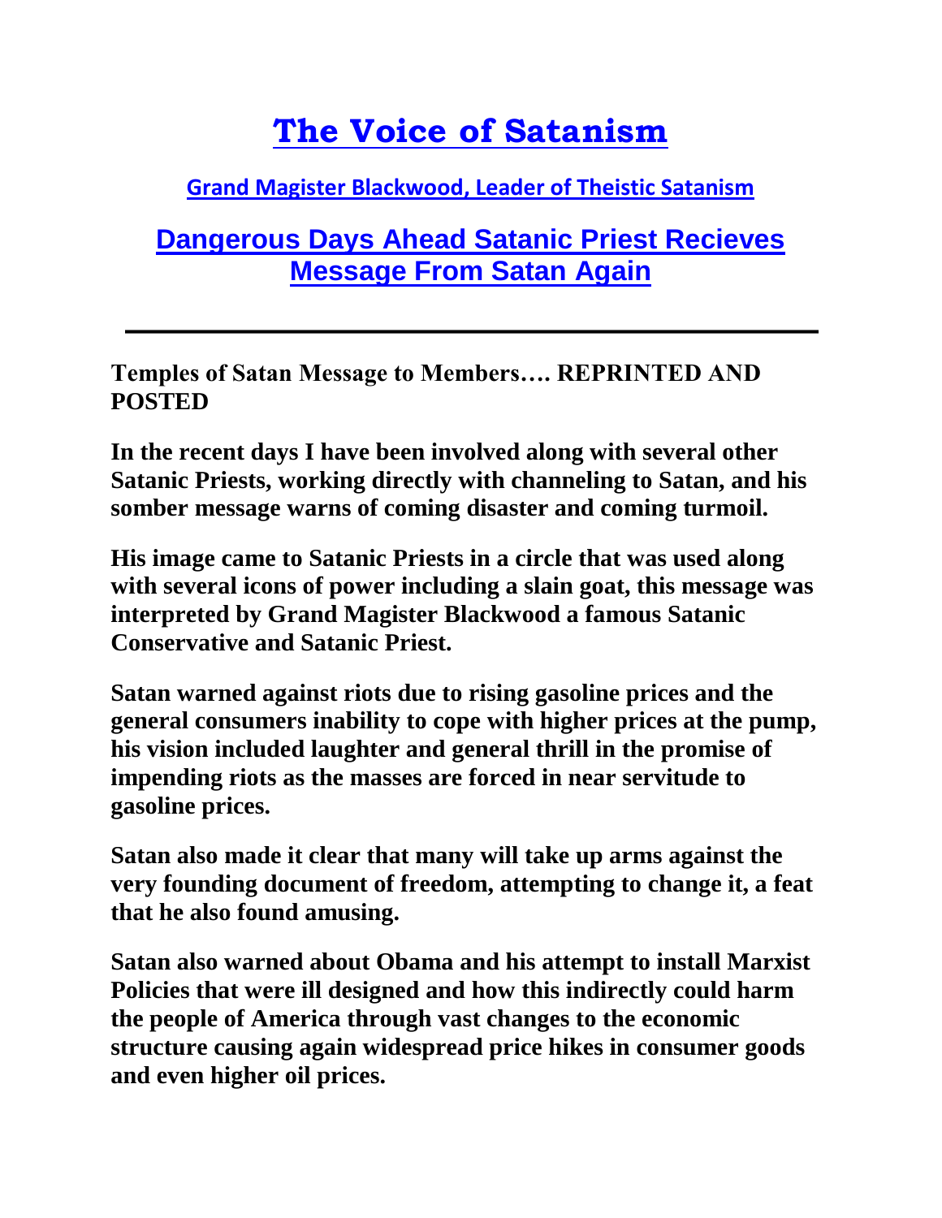# The Voice of Satanism

### Grand Magister Blackwood, Leader of Theistic Satanism

## Dangerous Days Ahead Satanic Priest Recieves Message From Satan Again

---

**Temples of Satan Message to Members…. REPRINTED AND POSTED**

**In the recent days I have been involved along with several other Satanic Priests, working directly with channeling to Satan, and his somber message warns of coming disaster and coming turmoil.**

**His image came to Satanic Priests in a circle that was used along with several icons of power including a slain goat, this message was interpreted by Grand Magister Blackwood a famous Satanic Conservative and Satanic Priest.**

**Satan warned against riots due to rising gasoline prices and the general consumers inability to cope with higher prices at the pump, his vision included laughter and general thrill in the promise of impending riots as the masses are forced in near servitude to gasoline prices.**

**Satan also made it clear that many will take up arms against the very founding document of freedom, attempting to change it, a feat that he also found amusing.**

**Satan also warned about Obama and his attempt to install Marxist Policies that were ill designed and how this indirectly could harm the people of America through vast changes to the economic structure causing again widespread price hikes in consumer goods and even higher oil prices.**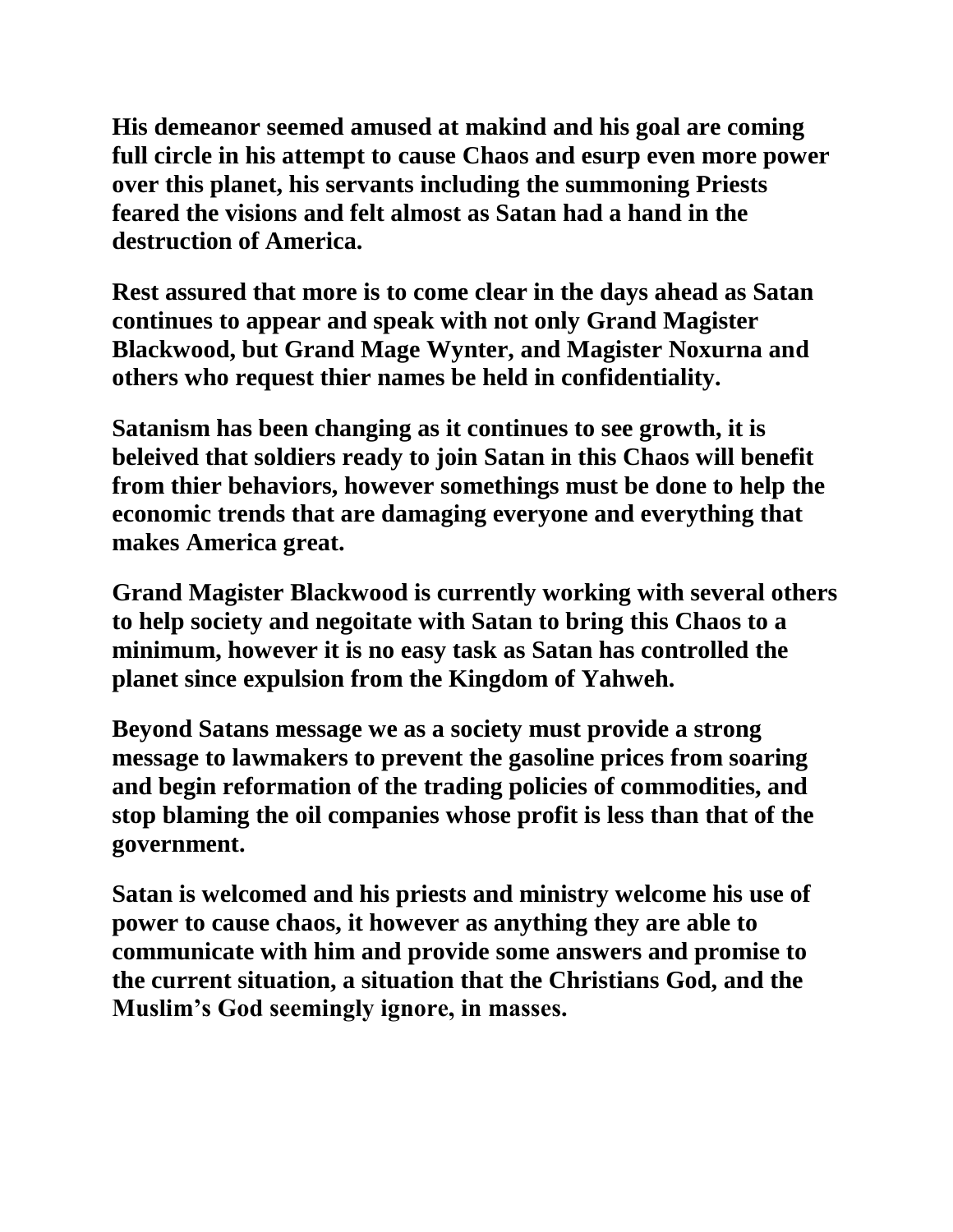**His demeanor seemed amused at makind and his goal are coming full circle in his attempt to cause Chaos and esurp even more power over this planet, his servants including the summoning Priests feared the visions and felt almost as Satan had a hand in the destruction of America.**

**Rest assured that more is to come clear in the days ahead as Satan continues to appear and speak with not only Grand Magister Blackwood, but Grand Mage Wynter, and Magister Noxurna and others who request thier names be held in confidentiality.**

**Satanism has been changing as it continues to see growth, it is beleived that soldiers ready to join Satan in this Chaos will benefit from thier behaviors, however somethings must be done to help the economic trends that are damaging everyone and everything that makes America great.**

**Grand Magister Blackwood is currently working with several others to help society and negoitate with Satan to bring this Chaos to a minimum, however it is no easy task as Satan has controlled the planet since expulsion from the Kingdom of Yahweh.**

**Beyond Satans message we as a society must provide a strong message to lawmakers to prevent the gasoline prices from soaring and begin reformation of the trading policies of commodities, and stop blaming the oil companies whose profit is less than that of the government.**

**Satan is welcomed and his priests and ministry welcome his use of power to cause chaos, it however as anything they are able to communicate with him and provide some answers and promise to the current situation, a situation that the Christians God, and the Muslim's God seemingly ignore, in masses.**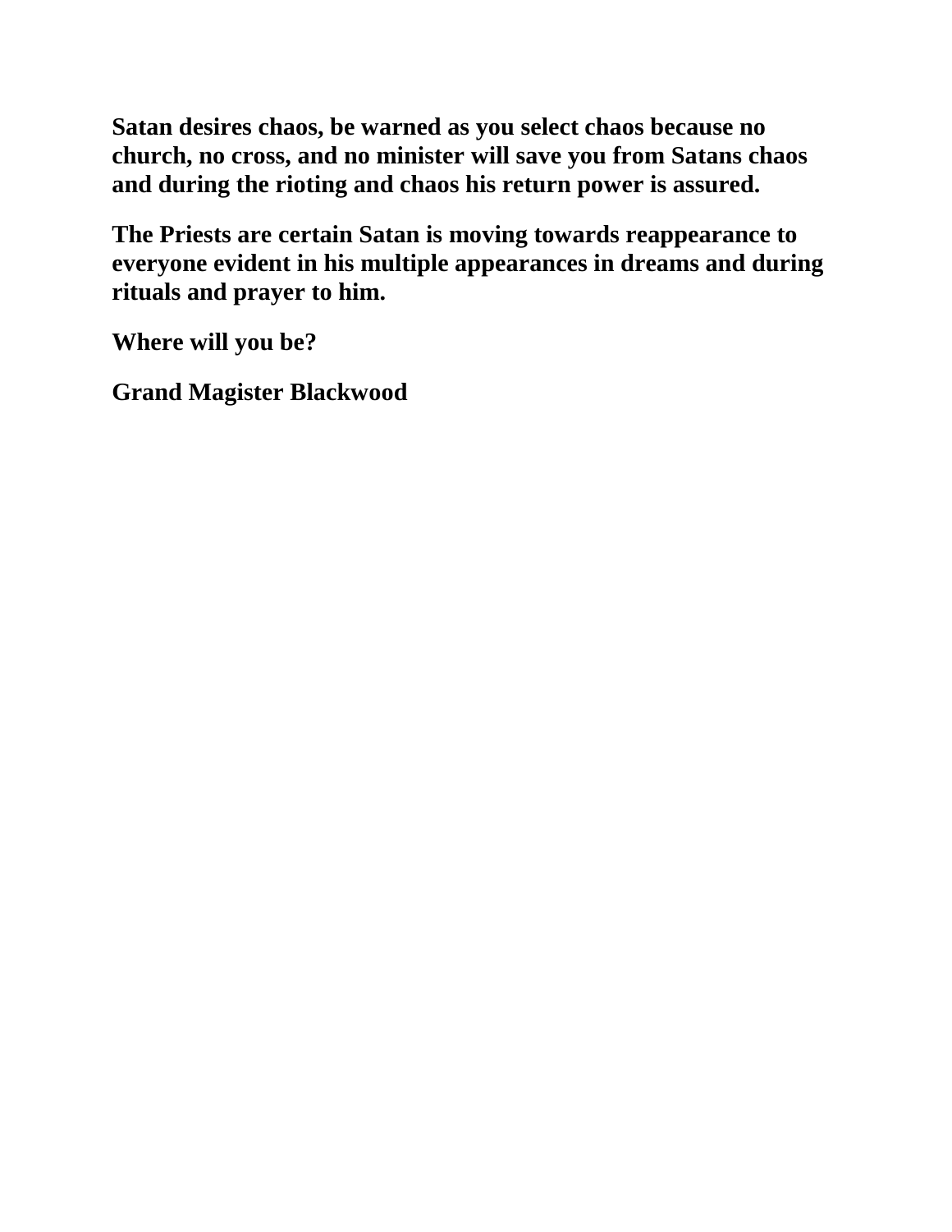**Satan desires chaos, be warned as you select chaos because no church, no cross, and no minister will save you from Satans chaos and during the rioting and chaos his return power is assured.**

**The Priests are certain Satan is moving towards reappearance to everyone evident in his multiple appearances in dreams and during rituals and prayer to him.**

**Where will you be?**

**Grand Magister Blackwood**